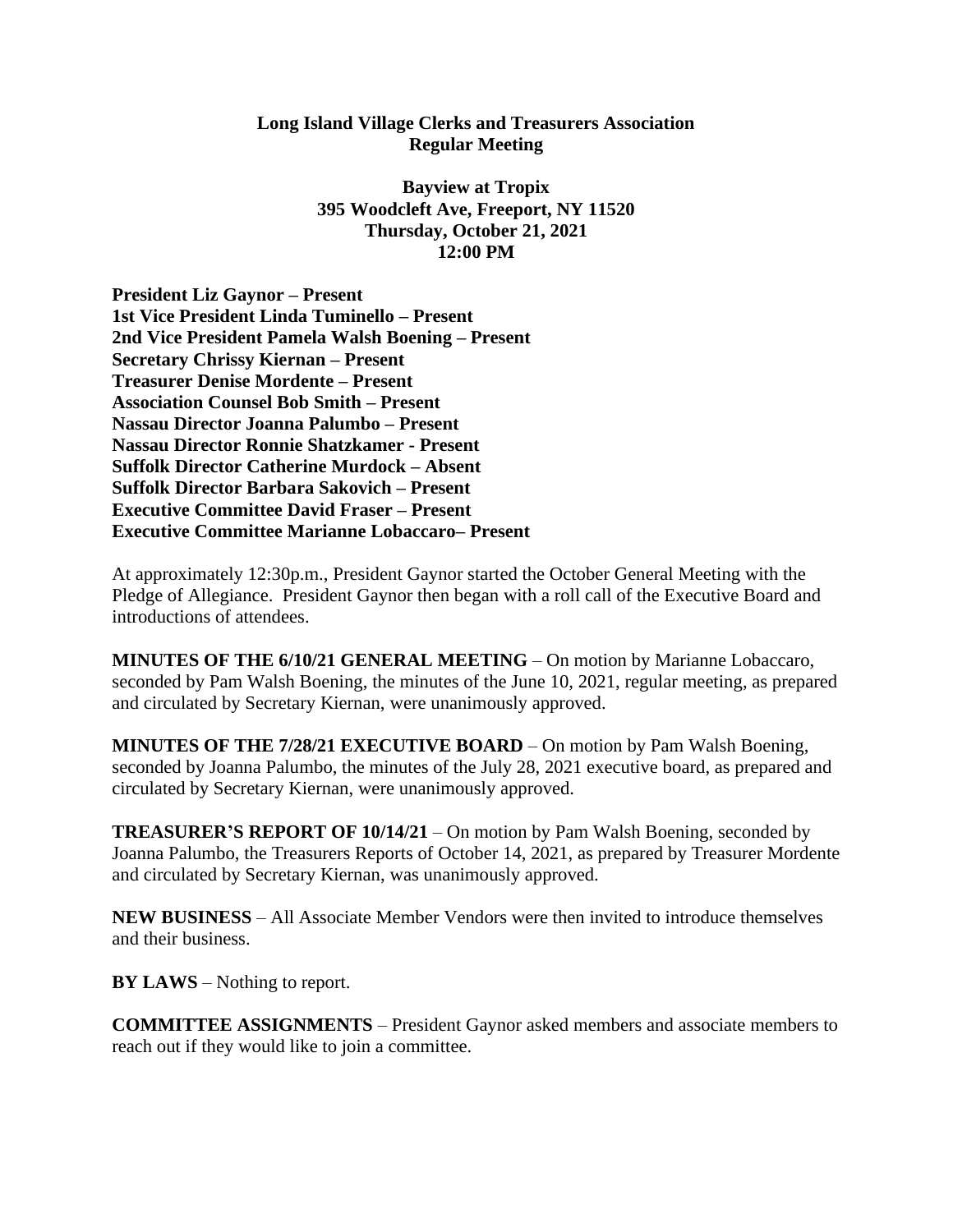**Long Island Village Clerks and Treasurers Association**
**Regular Meeting**

**Bayview at Tropix**
**395 Woodcleft Ave, Freeport, NY 11520**
**Thursday, October 21, 2021**
**12:00 PM**

**President Liz Gaynor – Present**
**1st Vice President Linda Tuminello – Present**
**2nd Vice President Pamela Walsh Boening – Present**
**Secretary Chrissy Kiernan – Present**
**Treasurer Denise Mordente – Present**
**Association Counsel Bob Smith – Present**
**Nassau Director Joanna Palumbo – Present**
**Nassau Director Ronnie Shatzkamer - Present**
**Suffolk Director Catherine Murdock – Absent**
**Suffolk Director Barbara Sakovich – Present**
**Executive Committee David Fraser – Present**
**Executive Committee Marianne Lobaccaro– Present**

At approximately 12:30p.m., President Gaynor started the October General Meeting with the Pledge of Allegiance. President Gaynor then began with a roll call of the Executive Board and introductions of attendees.

**MINUTES OF THE 6/10/21 GENERAL MEETING** – On motion by Marianne Lobaccaro, seconded by Pam Walsh Boening, the minutes of the June 10, 2021, regular meeting, as prepared and circulated by Secretary Kiernan, were unanimously approved.

**MINUTES OF THE 7/28/21 EXECUTIVE BOARD** – On motion by Pam Walsh Boening, seconded by Joanna Palumbo, the minutes of the July 28, 2021 executive board, as prepared and circulated by Secretary Kiernan, were unanimously approved.

**TREASURER'S REPORT OF 10/14/21** – On motion by Pam Walsh Boening, seconded by Joanna Palumbo, the Treasurers Reports of October 14, 2021, as prepared by Treasurer Mordente and circulated by Secretary Kiernan, was unanimously approved.

**NEW BUSINESS** – All Associate Member Vendors were then invited to introduce themselves and their business.

**BY LAWS** – Nothing to report.

**COMMITTEE ASSIGNMENTS** – President Gaynor asked members and associate members to reach out if they would like to join a committee.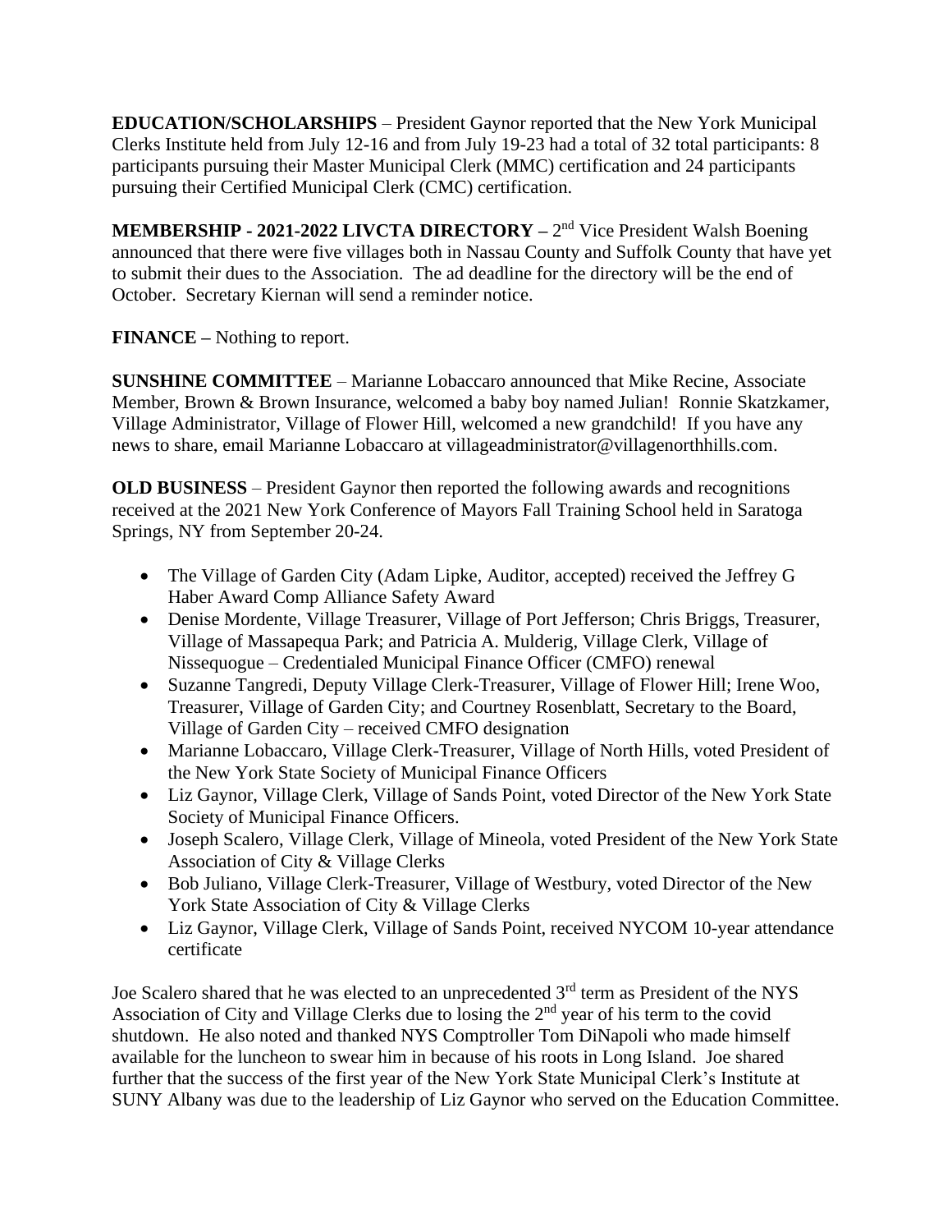**EDUCATION/SCHOLARSHIPS** – President Gaynor reported that the New York Municipal Clerks Institute held from July 12-16 and from July 19-23 had a total of 32 total participants: 8 participants pursuing their Master Municipal Clerk (MMC) certification and 24 participants pursuing their Certified Municipal Clerk (CMC) certification.

**MEMBERSHIP - 2021-2022 LIVCTA DIRECTORY –** 2nd Vice President Walsh Boening announced that there were five villages both in Nassau County and Suffolk County that have yet to submit their dues to the Association. The ad deadline for the directory will be the end of October. Secretary Kiernan will send a reminder notice.

**FINANCE –** Nothing to report.

**SUNSHINE COMMITTEE** – Marianne Lobaccaro announced that Mike Recine, Associate Member, Brown & Brown Insurance, welcomed a baby boy named Julian! Ronnie Skatzkamer, Village Administrator, Village of Flower Hill, welcomed a new grandchild! If you have any news to share, email Marianne Lobaccaro at villageadministrator@villagenorthhills.com.

**OLD BUSINESS** – President Gaynor then reported the following awards and recognitions received at the 2021 New York Conference of Mayors Fall Training School held in Saratoga Springs, NY from September 20-24.

- The Village of Garden City (Adam Lipke, Auditor, accepted) received the Jeffrey G Haber Award Comp Alliance Safety Award
- Denise Mordente, Village Treasurer, Village of Port Jefferson; Chris Briggs, Treasurer, Village of Massapequa Park; and Patricia A. Mulderig, Village Clerk, Village of Nissequogue – Credentialed Municipal Finance Officer (CMFO) renewal
- Suzanne Tangredi, Deputy Village Clerk-Treasurer, Village of Flower Hill; Irene Woo, Treasurer, Village of Garden City; and Courtney Rosenblatt, Secretary to the Board, Village of Garden City – received CMFO designation
- Marianne Lobaccaro, Village Clerk-Treasurer, Village of North Hills, voted President of the New York State Society of Municipal Finance Officers
- Liz Gaynor, Village Clerk, Village of Sands Point, voted Director of the New York State Society of Municipal Finance Officers.
- Joseph Scalero, Village Clerk, Village of Mineola, voted President of the New York State Association of City & Village Clerks
- Bob Juliano, Village Clerk-Treasurer, Village of Westbury, voted Director of the New York State Association of City & Village Clerks
- Liz Gaynor, Village Clerk, Village of Sands Point, received NYCOM 10-year attendance certificate

Joe Scalero shared that he was elected to an unprecedented 3rd term as President of the NYS Association of City and Village Clerks due to losing the 2nd year of his term to the covid shutdown. He also noted and thanked NYS Comptroller Tom DiNapoli who made himself available for the luncheon to swear him in because of his roots in Long Island. Joe shared further that the success of the first year of the New York State Municipal Clerk's Institute at SUNY Albany was due to the leadership of Liz Gaynor who served on the Education Committee.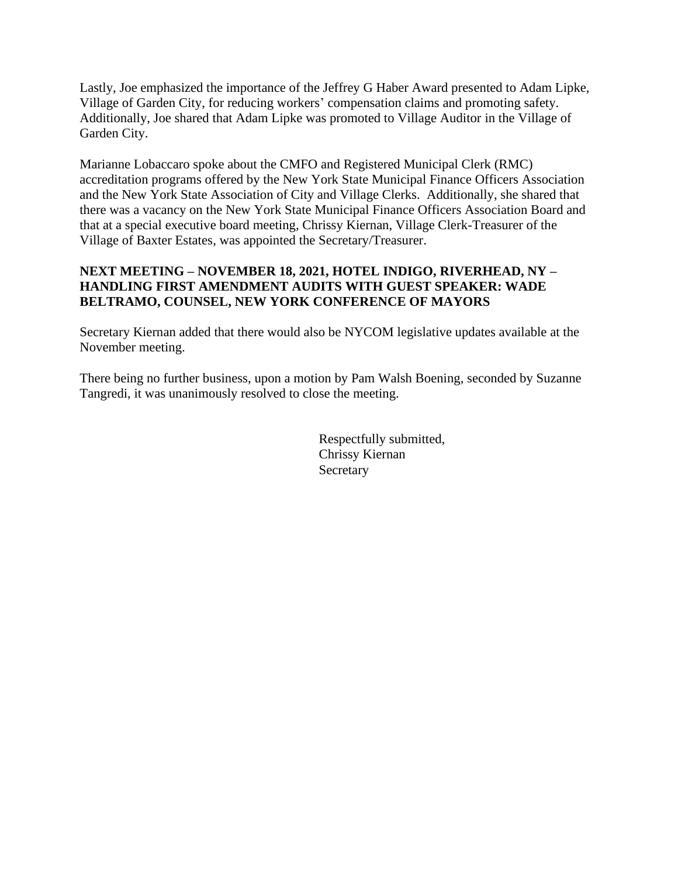Lastly, Joe emphasized the importance of the Jeffrey G Haber Award presented to Adam Lipke, Village of Garden City, for reducing workers' compensation claims and promoting safety. Additionally, Joe shared that Adam Lipke was promoted to Village Auditor in the Village of Garden City.

Marianne Lobaccaro spoke about the CMFO and Registered Municipal Clerk (RMC) accreditation programs offered by the New York State Municipal Finance Officers Association and the New York State Association of City and Village Clerks. Additionally, she shared that there was a vacancy on the New York State Municipal Finance Officers Association Board and that at a special executive board meeting, Chrissy Kiernan, Village Clerk-Treasurer of the Village of Baxter Estates, was appointed the Secretary/Treasurer.

**NEXT MEETING – NOVEMBER 18, 2021, HOTEL INDIGO, RIVERHEAD, NY – HANDLING FIRST AMENDMENT AUDITS WITH GUEST SPEAKER: WADE BELTRAMO, COUNSEL, NEW YORK CONFERENCE OF MAYORS**

Secretary Kiernan added that there would also be NYCOM legislative updates available at the November meeting.

There being no further business, upon a motion by Pam Walsh Boening, seconded by Suzanne Tangredi, it was unanimously resolved to close the meeting.

Respectfully submitted,
Chrissy Kiernan
Secretary